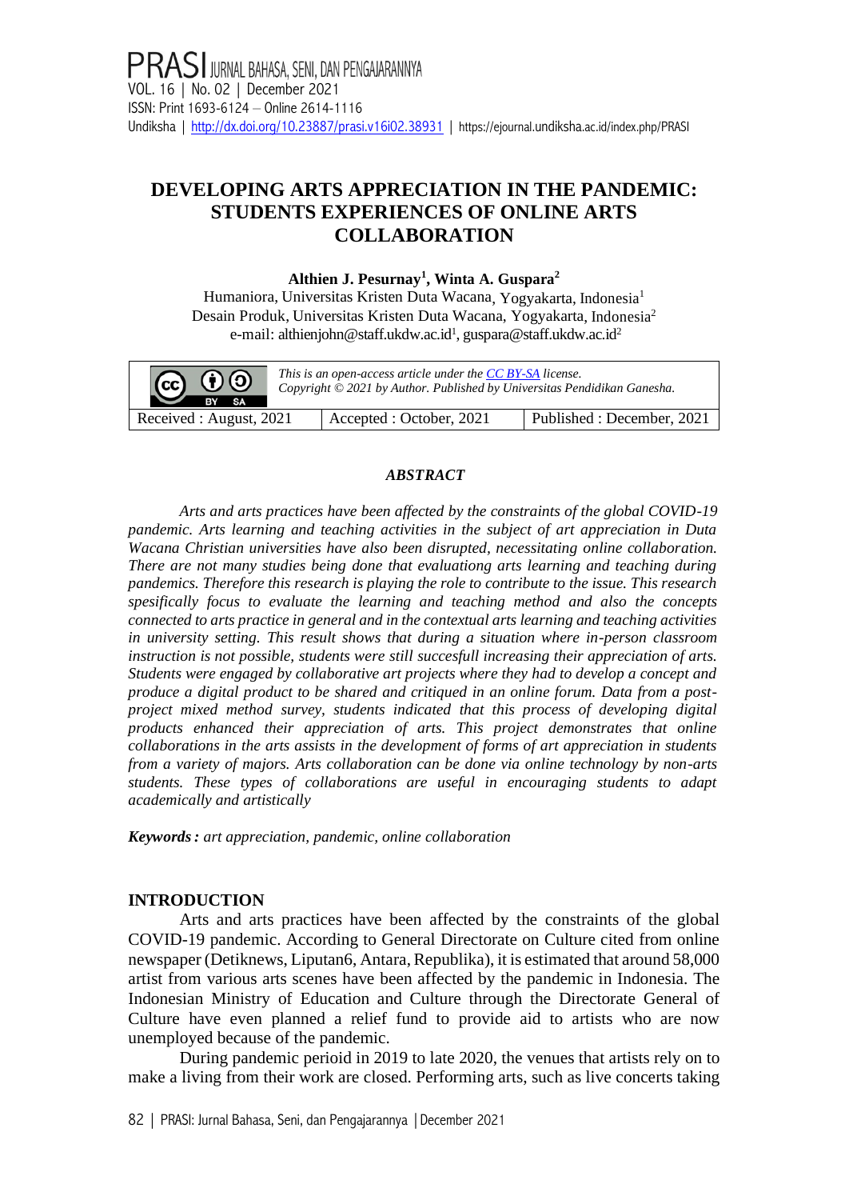# DEVELOPING ARTS APPRECIATION IN THE PANDEMIC: STUDENTS EXPERIENCES OF ONLINE ARTS COLLABORATION

**Althien J. Pesurnay[1], Winta A. Guspara[2]**

Humaniora, Universitas Kristen Duta Wacana, Yogyakarta, Indonesia[1]
Desain Produk, Universitas Kristen Duta Wacana, Yogyakarta, Indonesia[2]
e-mail: althienjohn@staff.ukdw.ac.id[1], guspara@staff.ukdw.ac.id[2]

*This is an open-access article under the CC BY-SA license.*
*Copyright © 2021 by Author. Published by Universitas Pendidikan Ganesha.*

| Received : August, 2021 | Accepted : October, 2021 | Published : December, 2021 |
|---|---|---|

### *ABSTRACT*

*Arts and arts practices have been affected by the constraints of the global COVID-19 pandemic. Arts learning and teaching activities in the subject of art appreciation in Duta Wacana Christian universities have also been disrupted, necessitating online collaboration. There are not many studies being done that evaluationg arts learning and teaching during pandemics. Therefore this research is playing the role to contribute to the issue. This research spesifically focus to evaluate the learning and teaching method and also the concepts connected to arts practice in general and in the contextual arts learning and teaching activities in university setting. This result shows that during a situation where in-person classroom instruction is not possible, students were still succesfull increasing their appreciation of arts. Students were engaged by collaborative art projects where they had to develop a concept and produce a digital product to be shared and critiqued in an online forum. Data from a post-project mixed method survey, students indicated that this process of developing digital products enhanced their appreciation of arts. This project demonstrates that online collaborations in the arts assists in the development of forms of art appreciation in students from a variety of majors. Arts collaboration can be done via online technology by non-arts students. These types of collaborations are useful in encouraging students to adapt academically and artistically*

***Keywords :*** *art appreciation, pandemic, online collaboration*

## INTRODUCTION

Arts and arts practices have been affected by the constraints of the global COVID-19 pandemic. According to General Directorate on Culture cited from online newspaper (Detiknews, Liputan6, Antara, Republika), it is estimated that around 58,000 artist from various arts scenes have been affected by the pandemic in Indonesia. The Indonesian Ministry of Education and Culture through the Directorate General of Culture have even planned a relief fund to provide aid to artists who are now unemployed because of the pandemic.

During pandemic perioid in 2019 to late 2020, the venues that artists rely on to make a living from their work are closed. Performing arts, such as live concerts taking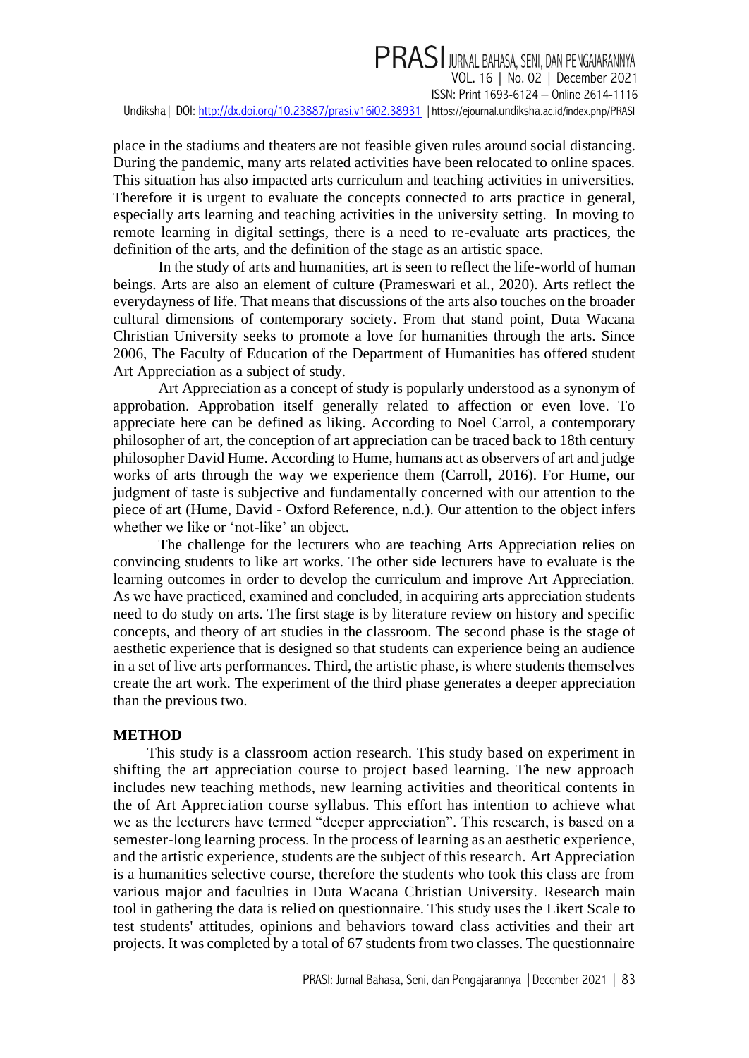place in the stadiums and theaters are not feasible given rules around social distancing. During the pandemic, many arts related activities have been relocated to online spaces. This situation has also impacted arts curriculum and teaching activities in universities. Therefore it is urgent to evaluate the concepts connected to arts practice in general, especially arts learning and teaching activities in the university setting. In moving to remote learning in digital settings, there is a need to re-evaluate arts practices, the definition of the arts, and the definition of the stage as an artistic space.

In the study of arts and humanities, art is seen to reflect the life-world of human beings. Arts are also an element of culture (Prameswari et al., 2020). Arts reflect the everydayness of life. That means that discussions of the arts also touches on the broader cultural dimensions of contemporary society. From that stand point, Duta Wacana Christian University seeks to promote a love for humanities through the arts. Since 2006, The Faculty of Education of the Department of Humanities has offered student Art Appreciation as a subject of study.

Art Appreciation as a concept of study is popularly understood as a synonym of approbation. Approbation itself generally related to affection or even love. To appreciate here can be defined as liking. According to Noel Carrol, a contemporary philosopher of art, the conception of art appreciation can be traced back to 18th century philosopher David Hume. According to Hume, humans act as observers of art and judge works of arts through the way we experience them (Carroll, 2016). For Hume, our judgment of taste is subjective and fundamentally concerned with our attention to the piece of art (Hume, David - Oxford Reference, n.d.). Our attention to the object infers whether we like or 'not-like' an object.

The challenge for the lecturers who are teaching Arts Appreciation relies on convincing students to like art works. The other side lecturers have to evaluate is the learning outcomes in order to develop the curriculum and improve Art Appreciation. As we have practiced, examined and concluded, in acquiring arts appreciation students need to do study on arts. The first stage is by literature review on history and specific concepts, and theory of art studies in the classroom. The second phase is the stage of aesthetic experience that is designed so that students can experience being an audience in a set of live arts performances. Third, the artistic phase, is where students themselves create the art work. The experiment of the third phase generates a deeper appreciation than the previous two.

## METHOD

This study is a classroom action research. This study based on experiment in shifting the art appreciation course to project based learning. The new approach includes new teaching methods, new learning activities and theoritical contents in the of Art Appreciation course syllabus. This effort has intention to achieve what we as the lecturers have termed "deeper appreciation". This research, is based on a semester-long learning process. In the process of learning as an aesthetic experience, and the artistic experience, students are the subject of this research. Art Appreciation is a humanities selective course, therefore the students who took this class are from various major and faculties in Duta Wacana Christian University. Research main tool in gathering the data is relied on questionnaire. This study uses the Likert Scale to test students' attitudes, opinions and behaviors toward class activities and their art projects. It was completed by a total of 67 students from two classes. The questionnaire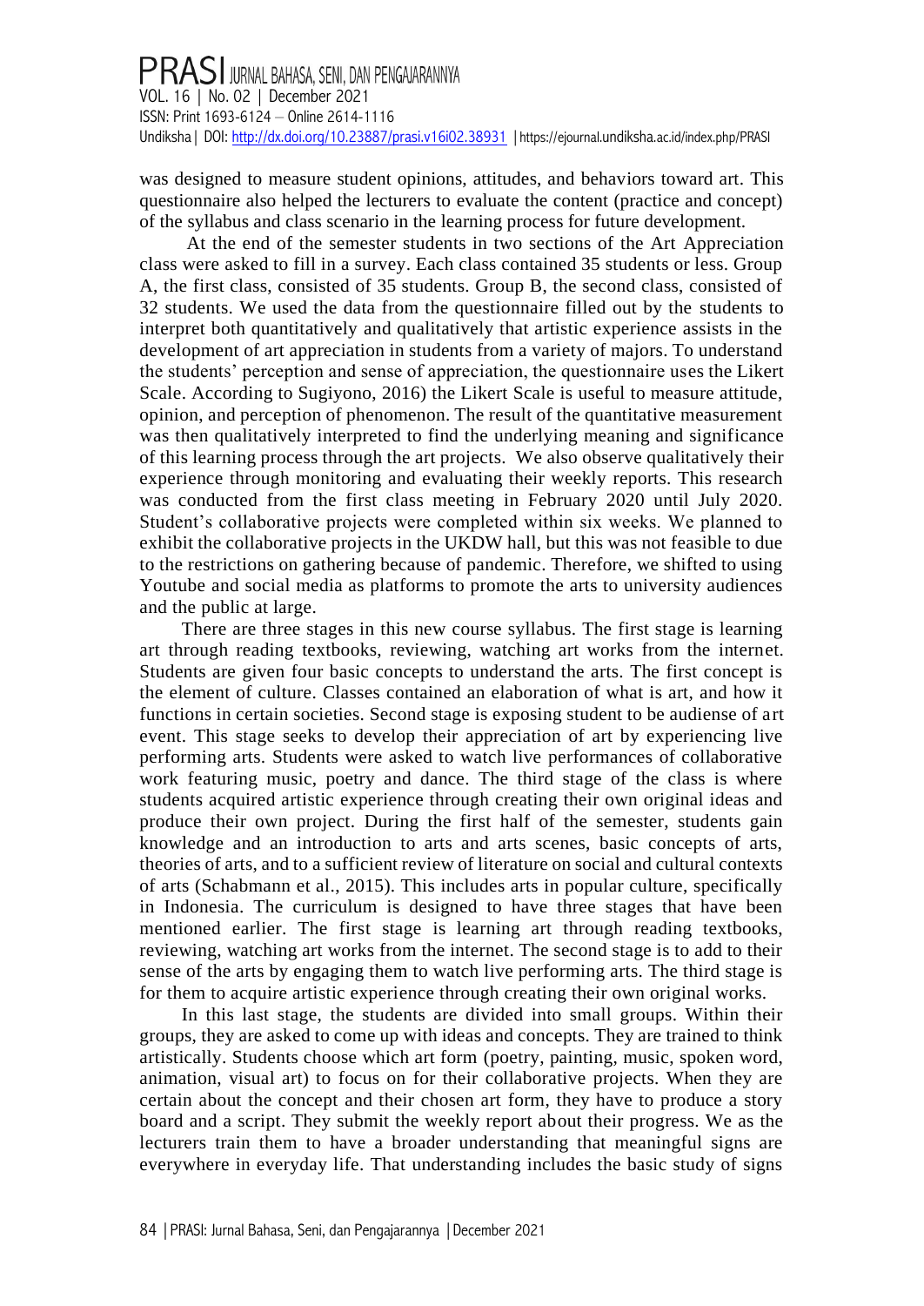was designed to measure student opinions, attitudes, and behaviors toward art. This questionnaire also helped the lecturers to evaluate the content (practice and concept) of the syllabus and class scenario in the learning process for future development.

At the end of the semester students in two sections of the Art Appreciation class were asked to fill in a survey. Each class contained 35 students or less. Group A, the first class, consisted of 35 students. Group B, the second class, consisted of 32 students. We used the data from the questionnaire filled out by the students to interpret both quantitatively and qualitatively that artistic experience assists in the development of art appreciation in students from a variety of majors. To understand the students' perception and sense of appreciation, the questionnaire uses the Likert Scale. According to Sugiyono, 2016) the Likert Scale is useful to measure attitude, opinion, and perception of phenomenon. The result of the quantitative measurement was then qualitatively interpreted to find the underlying meaning and significance of this learning process through the art projects. We also observe qualitatively their experience through monitoring and evaluating their weekly reports. This research was conducted from the first class meeting in February 2020 until July 2020. Student's collaborative projects were completed within six weeks. We planned to exhibit the collaborative projects in the UKDW hall, but this was not feasible to due to the restrictions on gathering because of pandemic. Therefore, we shifted to using Youtube and social media as platforms to promote the arts to university audiences and the public at large.

There are three stages in this new course syllabus. The first stage is learning art through reading textbooks, reviewing, watching art works from the internet. Students are given four basic concepts to understand the arts. The first concept is the element of culture. Classes contained an elaboration of what is art, and how it functions in certain societies. Second stage is exposing student to be audiense of art event. This stage seeks to develop their appreciation of art by experiencing live performing arts. Students were asked to watch live performances of collaborative work featuring music, poetry and dance. The third stage of the class is where students acquired artistic experience through creating their own original ideas and produce their own project. During the first half of the semester, students gain knowledge and an introduction to arts and arts scenes, basic concepts of arts, theories of arts, and to a sufficient review of literature on social and cultural contexts of arts (Schabmann et al., 2015). This includes arts in popular culture, specifically in Indonesia. The curriculum is designed to have three stages that have been mentioned earlier. The first stage is learning art through reading textbooks, reviewing, watching art works from the internet. The second stage is to add to their sense of the arts by engaging them to watch live performing arts. The third stage is for them to acquire artistic experience through creating their own original works.

In this last stage, the students are divided into small groups. Within their groups, they are asked to come up with ideas and concepts. They are trained to think artistically. Students choose which art form (poetry, painting, music, spoken word, animation, visual art) to focus on for their collaborative projects. When they are certain about the concept and their chosen art form, they have to produce a story board and a script. They submit the weekly report about their progress. We as the lecturers train them to have a broader understanding that meaningful signs are everywhere in everyday life. That understanding includes the basic study of signs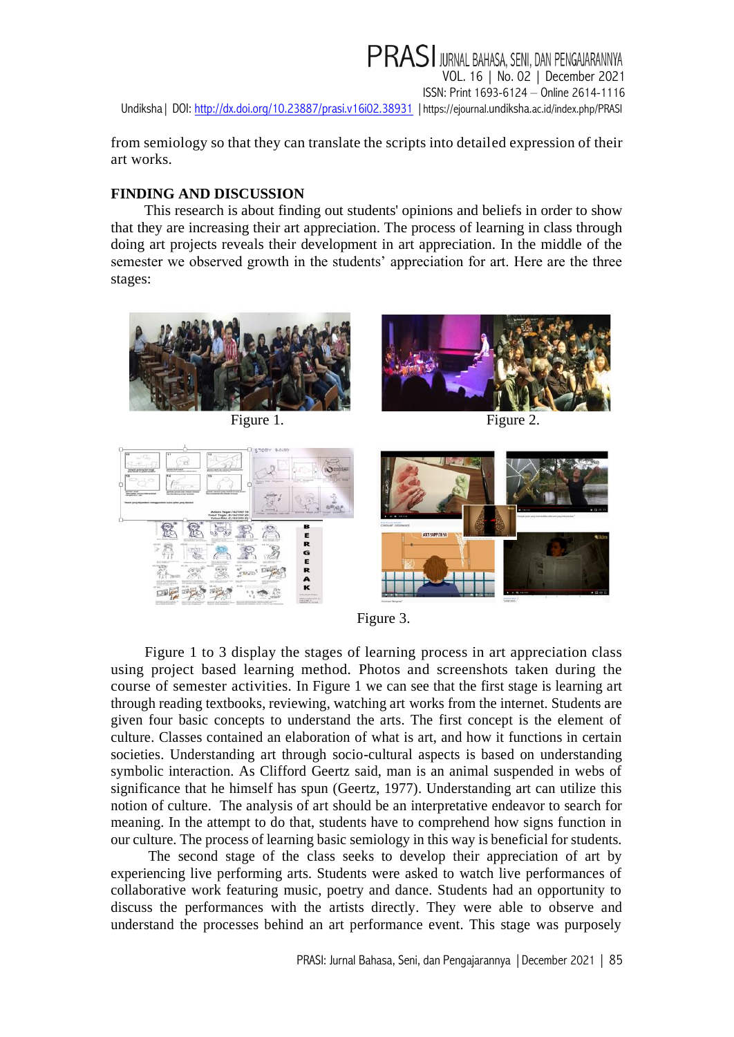from semiology so that they can translate the scripts into detailed expression of their art works.

## FINDING AND DISCUSSION

This research is about finding out students' opinions and beliefs in order to show that they are increasing their art appreciation. The process of learning in class through doing art projects reveals their development in art appreciation. In the middle of the semester we observed growth in the students' appreciation for art. Here are the three stages:

Figure 1.

Figure 2.

Figure 3.

Figure 1 to 3 display the stages of learning process in art appreciation class using project based learning method. Photos and screenshots taken during the course of semester activities. In Figure 1 we can see that the first stage is learning art through reading textbooks, reviewing, watching art works from the internet. Students are given four basic concepts to understand the arts. The first concept is the element of culture. Classes contained an elaboration of what is art, and how it functions in certain societies. Understanding art through socio-cultural aspects is based on understanding symbolic interaction. As Clifford Geertz said, man is an animal suspended in webs of significance that he himself has spun (Geertz, 1977). Understanding art can utilize this notion of culture. The analysis of art should be an interpretative endeavor to search for meaning. In the attempt to do that, students have to comprehend how signs function in our culture. The process of learning basic semiology in this way is beneficial for students.

The second stage of the class seeks to develop their appreciation of art by experiencing live performing arts. Students were asked to watch live performances of collaborative work featuring music, poetry and dance. Students had an opportunity to discuss the performances with the artists directly. They were able to observe and understand the processes behind an art performance event. This stage was purposely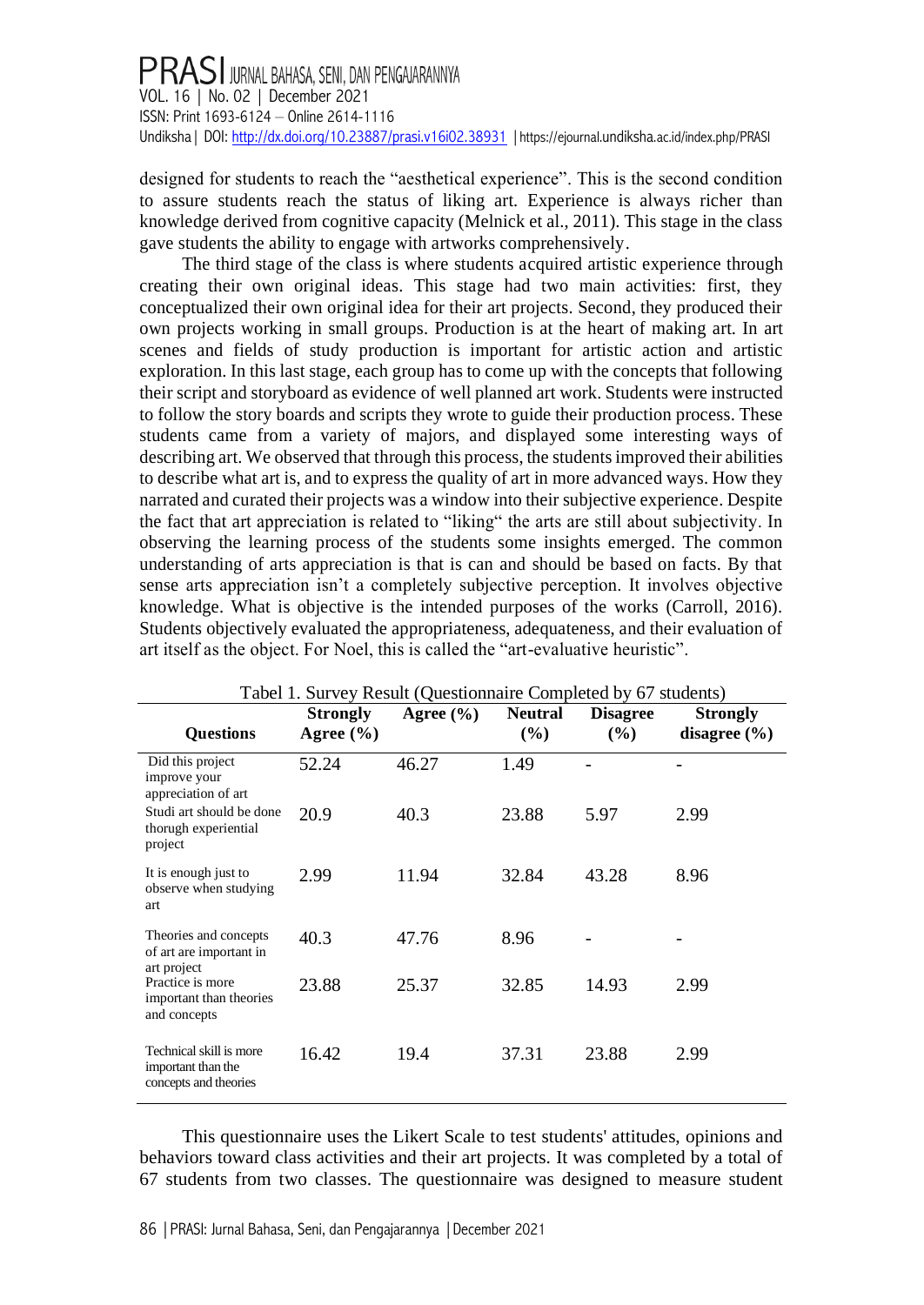designed for students to reach the "aesthetical experience". This is the second condition to assure students reach the status of liking art. Experience is always richer than knowledge derived from cognitive capacity (Melnick et al., 2011). This stage in the class gave students the ability to engage with artworks comprehensively.

The third stage of the class is where students acquired artistic experience through creating their own original ideas. This stage had two main activities: first, they conceptualized their own original idea for their art projects. Second, they produced their own projects working in small groups. Production is at the heart of making art. In art scenes and fields of study production is important for artistic action and artistic exploration. In this last stage, each group has to come up with the concepts that following their script and storyboard as evidence of well planned art work. Students were instructed to follow the story boards and scripts they wrote to guide their production process. These students came from a variety of majors, and displayed some interesting ways of describing art. We observed that through this process, the students improved their abilities to describe what art is, and to express the quality of art in more advanced ways. How they narrated and curated their projects was a window into their subjective experience. Despite the fact that art appreciation is related to "liking" the arts are still about subjectivity. In observing the learning process of the students some insights emerged. The common understanding of arts appreciation is that is can and should be based on facts. By that sense arts appreciation isn't a completely subjective perception. It involves objective knowledge. What is objective is the intended purposes of the works (Carroll, 2016). Students objectively evaluated the appropriateness, adequateness, and their evaluation of art itself as the object. For Noel, this is called the "art-evaluative heuristic".

Tabel 1. Survey Result (Questionnaire Completed by 67 students)

| Questions | Strongly Agree (%) | Agree (%) | Neutral (%) | Disagree (%) | Strongly disagree (%) |
|---|---|---|---|---|---|
| Did this project improve your appreciation of art | 52.24 | 46.27 | 1.49 | - | - |
| Studi art should be done thorugh experiential project | 20.9 | 40.3 | 23.88 | 5.97 | 2.99 |
| It is enough just to observe when studying art | 2.99 | 11.94 | 32.84 | 43.28 | 8.96 |
| Theories and concepts of art are important in art project | 40.3 | 47.76 | 8.96 | - | - |
| Practice is more important than theories and concepts | 23.88 | 25.37 | 32.85 | 14.93 | 2.99 |
| Technical skill is more important than the concepts and theories | 16.42 | 19.4 | 37.31 | 23.88 | 2.99 |

This questionnaire uses the Likert Scale to test students' attitudes, opinions and behaviors toward class activities and their art projects. It was completed by a total of 67 students from two classes. The questionnaire was designed to measure student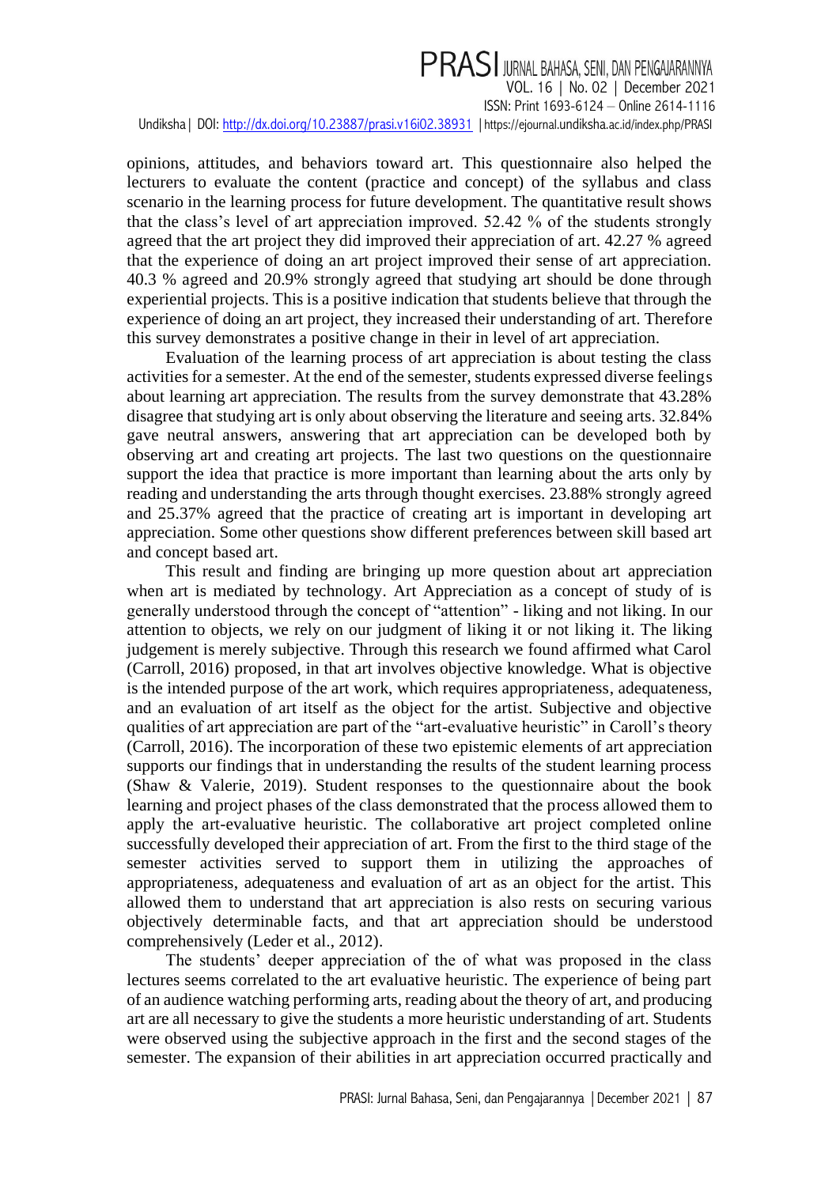opinions, attitudes, and behaviors toward art. This questionnaire also helped the lecturers to evaluate the content (practice and concept) of the syllabus and class scenario in the learning process for future development. The quantitative result shows that the class's level of art appreciation improved. 52.42 % of the students strongly agreed that the art project they did improved their appreciation of art. 42.27 % agreed that the experience of doing an art project improved their sense of art appreciation. 40.3 % agreed and 20.9% strongly agreed that studying art should be done through experiential projects. This is a positive indication that students believe that through the experience of doing an art project, they increased their understanding of art. Therefore this survey demonstrates a positive change in their in level of art appreciation.

Evaluation of the learning process of art appreciation is about testing the class activities for a semester. At the end of the semester, students expressed diverse feelings about learning art appreciation. The results from the survey demonstrate that 43.28% disagree that studying art is only about observing the literature and seeing arts. 32.84% gave neutral answers, answering that art appreciation can be developed both by observing art and creating art projects. The last two questions on the questionnaire support the idea that practice is more important than learning about the arts only by reading and understanding the arts through thought exercises. 23.88% strongly agreed and 25.37% agreed that the practice of creating art is important in developing art appreciation. Some other questions show different preferences between skill based art and concept based art.

This result and finding are bringing up more question about art appreciation when art is mediated by technology. Art Appreciation as a concept of study of is generally understood through the concept of "attention" - liking and not liking. In our attention to objects, we rely on our judgment of liking it or not liking it. The liking judgement is merely subjective. Through this research we found affirmed what Carol (Carroll, 2016) proposed, in that art involves objective knowledge. What is objective is the intended purpose of the art work, which requires appropriateness, adequateness, and an evaluation of art itself as the object for the artist. Subjective and objective qualities of art appreciation are part of the "art-evaluative heuristic" in Caroll's theory (Carroll, 2016). The incorporation of these two epistemic elements of art appreciation supports our findings that in understanding the results of the student learning process (Shaw & Valerie, 2019). Student responses to the questionnaire about the book learning and project phases of the class demonstrated that the process allowed them to apply the art-evaluative heuristic. The collaborative art project completed online successfully developed their appreciation of art. From the first to the third stage of the semester activities served to support them in utilizing the approaches of appropriateness, adequateness and evaluation of art as an object for the artist. This allowed them to understand that art appreciation is also rests on securing various objectively determinable facts, and that art appreciation should be understood comprehensively (Leder et al., 2012).

The students' deeper appreciation of the of what was proposed in the class lectures seems correlated to the art evaluative heuristic. The experience of being part of an audience watching performing arts, reading about the theory of art, and producing art are all necessary to give the students a more heuristic understanding of art. Students were observed using the subjective approach in the first and the second stages of the semester. The expansion of their abilities in art appreciation occurred practically and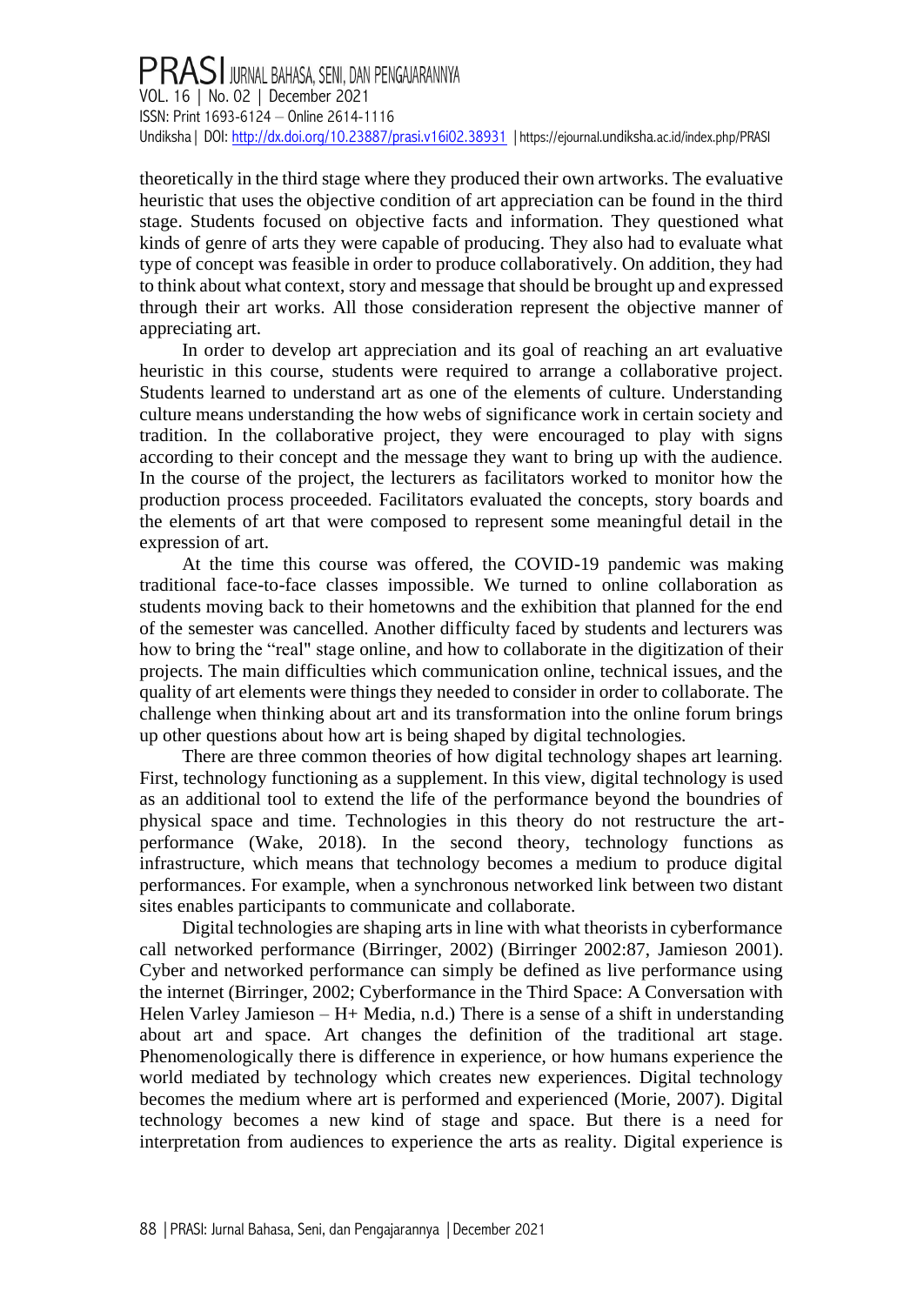theoretically in the third stage where they produced their own artworks. The evaluative heuristic that uses the objective condition of art appreciation can be found in the third stage. Students focused on objective facts and information. They questioned what kinds of genre of arts they were capable of producing. They also had to evaluate what type of concept was feasible in order to produce collaboratively. On addition, they had to think about what context, story and message that should be brought up and expressed through their art works. All those consideration represent the objective manner of appreciating art.

In order to develop art appreciation and its goal of reaching an art evaluative heuristic in this course, students were required to arrange a collaborative project. Students learned to understand art as one of the elements of culture. Understanding culture means understanding the how webs of significance work in certain society and tradition. In the collaborative project, they were encouraged to play with signs according to their concept and the message they want to bring up with the audience. In the course of the project, the lecturers as facilitators worked to monitor how the production process proceeded. Facilitators evaluated the concepts, story boards and the elements of art that were composed to represent some meaningful detail in the expression of art.

At the time this course was offered, the COVID-19 pandemic was making traditional face-to-face classes impossible. We turned to online collaboration as students moving back to their hometowns and the exhibition that planned for the end of the semester was cancelled. Another difficulty faced by students and lecturers was how to bring the "real" stage online, and how to collaborate in the digitization of their projects. The main difficulties which communication online, technical issues, and the quality of art elements were things they needed to consider in order to collaborate. The challenge when thinking about art and its transformation into the online forum brings up other questions about how art is being shaped by digital technologies.

There are three common theories of how digital technology shapes art learning. First, technology functioning as a supplement. In this view, digital technology is used as an additional tool to extend the life of the performance beyond the boundries of physical space and time. Technologies in this theory do not restructure the art-performance (Wake, 2018). In the second theory, technology functions as infrastructure, which means that technology becomes a medium to produce digital performances. For example, when a synchronous networked link between two distant sites enables participants to communicate and collaborate.

Digital technologies are shaping arts in line with what theorists in cyberformance call networked performance (Birringer, 2002) (Birringer 2002:87, Jamieson 2001). Cyber and networked performance can simply be defined as live performance using the internet (Birringer, 2002; Cyberformance in the Third Space: A Conversation with Helen Varley Jamieson – H+ Media, n.d.) There is a sense of a shift in understanding about art and space. Art changes the definition of the traditional art stage. Phenomenologically there is difference in experience, or how humans experience the world mediated by technology which creates new experiences. Digital technology becomes the medium where art is performed and experienced (Morie, 2007). Digital technology becomes a new kind of stage and space. But there is a need for interpretation from audiences to experience the arts as reality. Digital experience is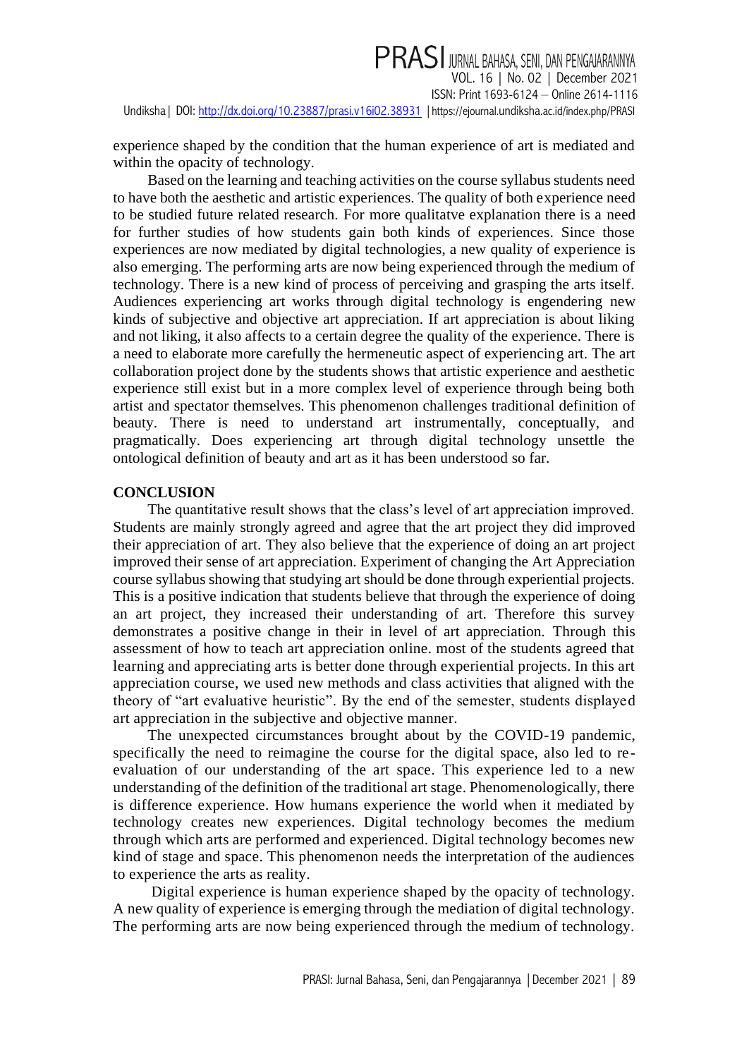experience shaped by the condition that the human experience of art is mediated and within the opacity of technology.

Based on the learning and teaching activities on the course syllabus students need to have both the aesthetic and artistic experiences. The quality of both experience need to be studied future related research. For more qualitatve explanation there is a need for further studies of how students gain both kinds of experiences. Since those experiences are now mediated by digital technologies, a new quality of experience is also emerging. The performing arts are now being experienced through the medium of technology. There is a new kind of process of perceiving and grasping the arts itself. Audiences experiencing art works through digital technology is engendering new kinds of subjective and objective art appreciation. If art appreciation is about liking and not liking, it also affects to a certain degree the quality of the experience. There is a need to elaborate more carefully the hermeneutic aspect of experiencing art. The art collaboration project done by the students shows that artistic experience and aesthetic experience still exist but in a more complex level of experience through being both artist and spectator themselves. This phenomenon challenges traditional definition of beauty. There is need to understand art instrumentally, conceptually, and pragmatically. Does experiencing art through digital technology unsettle the ontological definition of beauty and art as it has been understood so far.

## CONCLUSION

The quantitative result shows that the class's level of art appreciation improved. Students are mainly strongly agreed and agree that the art project they did improved their appreciation of art. They also believe that the experience of doing an art project improved their sense of art appreciation. Experiment of changing the Art Appreciation course syllabus showing that studying art should be done through experiential projects. This is a positive indication that students believe that through the experience of doing an art project, they increased their understanding of art. Therefore this survey demonstrates a positive change in their in level of art appreciation. Through this assessment of how to teach art appreciation online. most of the students agreed that learning and appreciating arts is better done through experiential projects. In this art appreciation course, we used new methods and class activities that aligned with the theory of "art evaluative heuristic". By the end of the semester, students displayed art appreciation in the subjective and objective manner.

The unexpected circumstances brought about by the COVID-19 pandemic, specifically the need to reimagine the course for the digital space, also led to re-evaluation of our understanding of the art space. This experience led to a new understanding of the definition of the traditional art stage. Phenomenologically, there is difference experience. How humans experience the world when it mediated by technology creates new experiences. Digital technology becomes the medium through which arts are performed and experienced. Digital technology becomes new kind of stage and space. This phenomenon needs the interpretation of the audiences to experience the arts as reality.

Digital experience is human experience shaped by the opacity of technology. A new quality of experience is emerging through the mediation of digital technology. The performing arts are now being experienced through the medium of technology.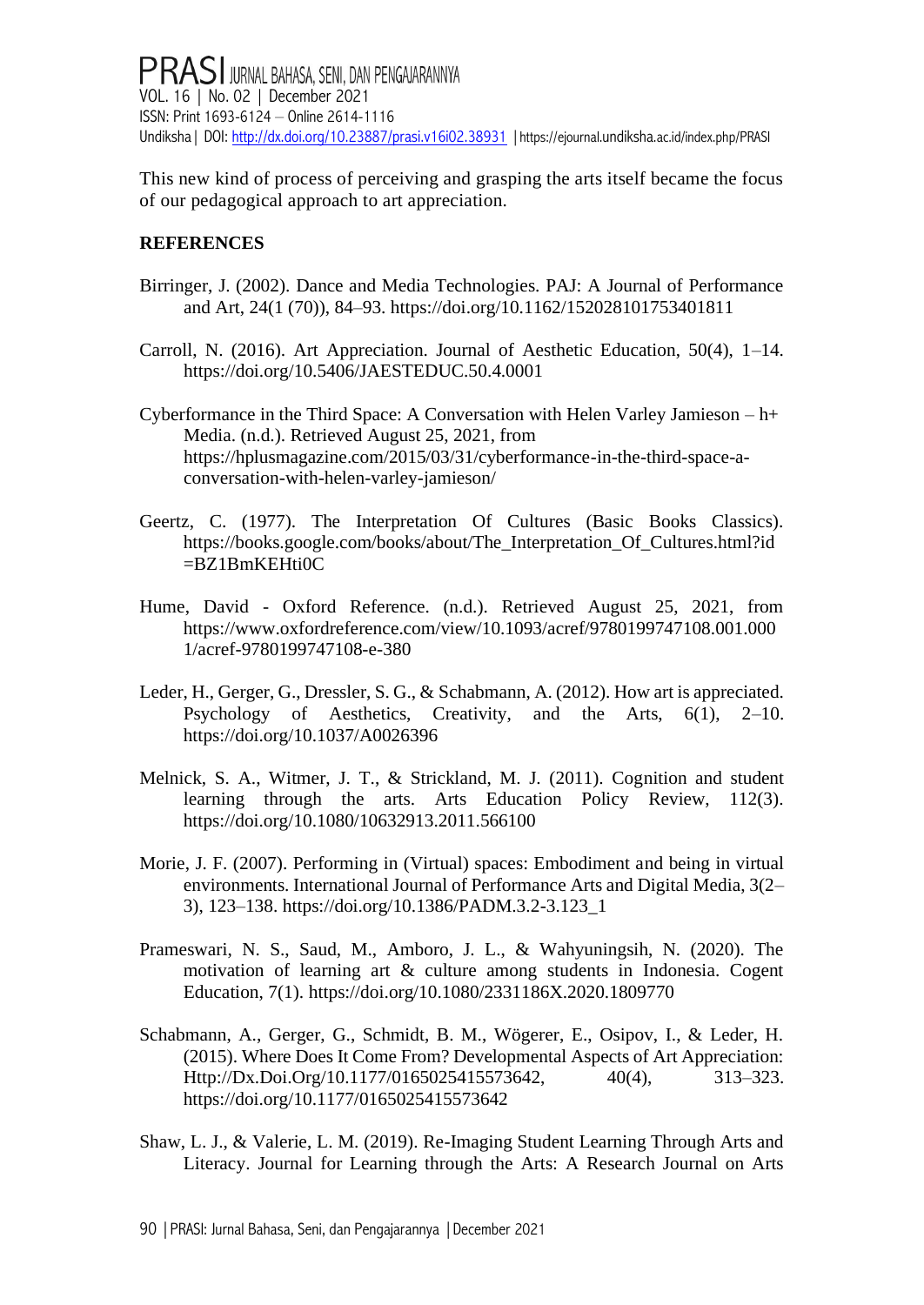This new kind of process of perceiving and grasping the arts itself became the focus of our pedagogical approach to art appreciation.

## REFERENCES

Birringer, J. (2002). Dance and Media Technologies. PAJ: A Journal of Performance and Art, 24(1 (70)), 84–93. https://doi.org/10.1162/152028101753401811

Carroll, N. (2016). Art Appreciation. Journal of Aesthetic Education, 50(4), 1–14. https://doi.org/10.5406/JAESTEDUC.50.4.0001

Cyberformance in the Third Space: A Conversation with Helen Varley Jamieson – h+ Media. (n.d.). Retrieved August 25, 2021, from https://hplusmagazine.com/2015/03/31/cyberformance-in-the-third-space-a-conversation-with-helen-varley-jamieson/

Geertz, C. (1977). The Interpretation Of Cultures (Basic Books Classics). https://books.google.com/books/about/The_Interpretation_Of_Cultures.html?id=BZ1BmKEHti0C

Hume, David - Oxford Reference. (n.d.). Retrieved August 25, 2021, from https://www.oxfordreference.com/view/10.1093/acref/9780199747108.001.0001/acref-9780199747108-e-380

Leder, H., Gerger, G., Dressler, S. G., & Schabmann, A. (2012). How art is appreciated. Psychology of Aesthetics, Creativity, and the Arts, 6(1), 2–10. https://doi.org/10.1037/A0026396

Melnick, S. A., Witmer, J. T., & Strickland, M. J. (2011). Cognition and student learning through the arts. Arts Education Policy Review, 112(3). https://doi.org/10.1080/10632913.2011.566100

Morie, J. F. (2007). Performing in (Virtual) spaces: Embodiment and being in virtual environments. International Journal of Performance Arts and Digital Media, 3(2–3), 123–138. https://doi.org/10.1386/PADM.3.2-3.123_1

Prameswari, N. S., Saud, M., Amboro, J. L., & Wahyuningsih, N. (2020). The motivation of learning art & culture among students in Indonesia. Cogent Education, 7(1). https://doi.org/10.1080/2331186X.2020.1809770

Schabmann, A., Gerger, G., Schmidt, B. M., Wögerer, E., Osipov, I., & Leder, H. (2015). Where Does It Come From? Developmental Aspects of Art Appreciation: Http://Dx.Doi.Org/10.1177/0165025415573642, 40(4), 313–323. https://doi.org/10.1177/0165025415573642

Shaw, L. J., & Valerie, L. M. (2019). Re-Imaging Student Learning Through Arts and Literacy. Journal for Learning through the Arts: A Research Journal on Arts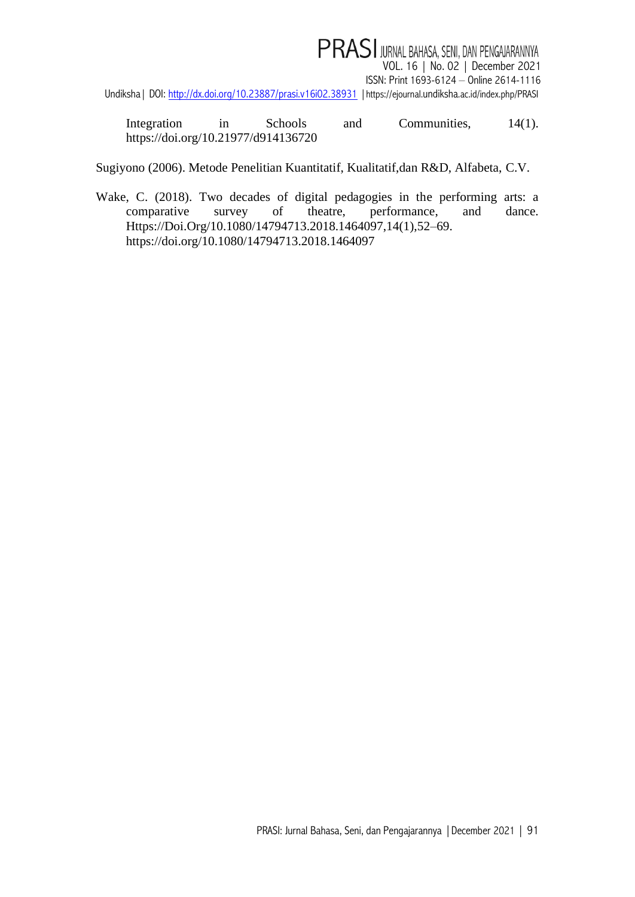Integration in Schools and Communities, 14(1). https://doi.org/10.21977/d914136720

Sugiyono (2006). Metode Penelitian Kuantitatif, Kualitatif,dan R&D, Alfabeta, C.V.

Wake, C. (2018). Two decades of digital pedagogies in the performing arts: a comparative survey of theatre, performance, and dance. Https://Doi.Org/10.1080/14794713.2018.1464097,14(1),52–69. https://doi.org/10.1080/14794713.2018.1464097